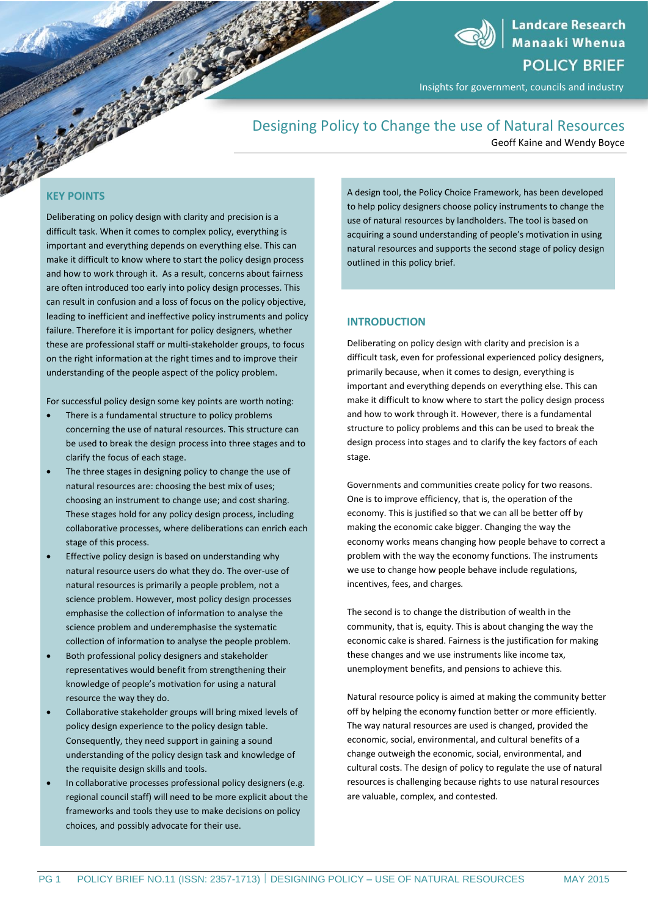Landcare Research
Manaaki Whenua

POLICY BRIEF

Insights for government, councils and industry

# Designing Policy to Change the use of Natural Resources

Geoff Kaine and Wendy Boyce

## KEY POINTS

Deliberating on policy design with clarity and precision is a difficult task. When it comes to complex policy, everything is important and everything depends on everything else. This can make it difficult to know where to start the policy design process and how to work through it. As a result, concerns about fairness are often introduced too early into policy design processes. This can result in confusion and a loss of focus on the policy objective, leading to inefficient and ineffective policy instruments and policy failure. Therefore it is important for policy designers, whether these are professional staff or multi-stakeholder groups, to focus on the right information at the right times and to improve their understanding of the people aspect of the policy problem.

For successful policy design some key points are worth noting:

- There is a fundamental structure to policy problems concerning the use of natural resources. This structure can be used to break the design process into three stages and to clarify the focus of each stage.
- The three stages in designing policy to change the use of natural resources are: choosing the best mix of uses; choosing an instrument to change use; and cost sharing. These stages hold for any policy design process, including collaborative processes, where deliberations can enrich each stage of this process.
- Effective policy design is based on understanding why natural resource users do what they do. The over-use of natural resources is primarily a people problem, not a science problem. However, most policy design processes emphasise the collection of information to analyse the science problem and underemphasise the systematic collection of information to analyse the people problem.
- Both professional policy designers and stakeholder representatives would benefit from strengthening their knowledge of people's motivation for using a natural resource the way they do.
- Collaborative stakeholder groups will bring mixed levels of policy design experience to the policy design table. Consequently, they need support in gaining a sound understanding of the policy design task and knowledge of the requisite design skills and tools.
- In collaborative processes professional policy designers (e.g. regional council staff) will need to be more explicit about the frameworks and tools they use to make decisions on policy choices, and possibly advocate for their use.

A design tool, the Policy Choice Framework, has been developed to help policy designers choose policy instruments to change the use of natural resources by landholders. The tool is based on acquiring a sound understanding of people's motivation in using natural resources and supports the second stage of policy design outlined in this policy brief.

## INTRODUCTION

Deliberating on policy design with clarity and precision is a difficult task, even for professional experienced policy designers, primarily because, when it comes to design, everything is important and everything depends on everything else. This can make it difficult to know where to start the policy design process and how to work through it. However, there is a fundamental structure to policy problems and this can be used to break the design process into stages and to clarify the key factors of each stage.

Governments and communities create policy for two reasons. One is to improve efficiency, that is, the operation of the economy. This is justified so that we can all be better off by making the economic cake bigger. Changing the way the economy works means changing how people behave to correct a problem with the way the economy functions. The instruments we use to change how people behave include regulations, incentives, fees, and charges.

The second is to change the distribution of wealth in the community, that is, equity. This is about changing the way the economic cake is shared. Fairness is the justification for making these changes and we use instruments like income tax, unemployment benefits, and pensions to achieve this.

Natural resource policy is aimed at making the community better off by helping the economy function better or more efficiently. The way natural resources are used is changed, provided the economic, social, environmental, and cultural benefits of a change outweigh the economic, social, environmental, and cultural costs. The design of policy to regulate the use of natural resources is challenging because rights to use natural resources are valuable, complex, and contested.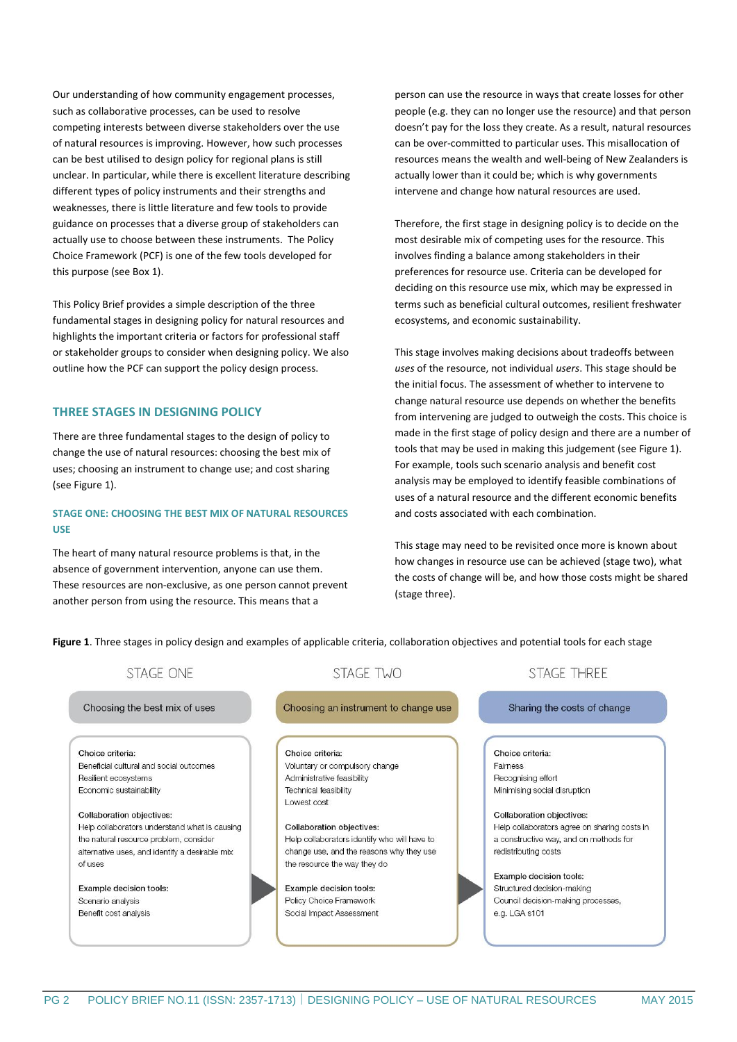Our understanding of how community engagement processes, such as collaborative processes, can be used to resolve competing interests between diverse stakeholders over the use of natural resources is improving. However, how such processes can be best utilised to design policy for regional plans is still unclear. In particular, while there is excellent literature describing different types of policy instruments and their strengths and weaknesses, there is little literature and few tools to provide guidance on processes that a diverse group of stakeholders can actually use to choose between these instruments. The Policy Choice Framework (PCF) is one of the few tools developed for this purpose (see Box 1).

This Policy Brief provides a simple description of the three fundamental stages in designing policy for natural resources and highlights the important criteria or factors for professional staff or stakeholder groups to consider when designing policy. We also outline how the PCF can support the policy design process.

## THREE STAGES IN DESIGNING POLICY

There are three fundamental stages to the design of policy to change the use of natural resources: choosing the best mix of uses; choosing an instrument to change use; and cost sharing (see Figure 1).

### STAGE ONE: CHOOSING THE BEST MIX OF NATURAL RESOURCES USE

The heart of many natural resource problems is that, in the absence of government intervention, anyone can use them. These resources are non-exclusive, as one person cannot prevent another person from using the resource. This means that a person can use the resource in ways that create losses for other people (e.g. they can no longer use the resource) and that person doesn't pay for the loss they create. As a result, natural resources can be over-committed to particular uses. This misallocation of resources means the wealth and well-being of New Zealanders is actually lower than it could be; which is why governments intervene and change how natural resources are used.

Therefore, the first stage in designing policy is to decide on the most desirable mix of competing uses for the resource. This involves finding a balance among stakeholders in their preferences for resource use. Criteria can be developed for deciding on this resource use mix, which may be expressed in terms such as beneficial cultural outcomes, resilient freshwater ecosystems, and economic sustainability.

This stage involves making decisions about tradeoffs between *uses* of the resource, not individual *users*. This stage should be the initial focus. The assessment of whether to intervene to change natural resource use depends on whether the benefits from intervening are judged to outweigh the costs. This choice is made in the first stage of policy design and there are a number of tools that may be used in making this judgement (see Figure 1). For example, tools such scenario analysis and benefit cost analysis may be employed to identify feasible combinations of uses of a natural resource and the different economic benefits and costs associated with each combination.

This stage may need to be revisited once more is known about how changes in resource use can be achieved (stage two), what the costs of change will be, and how those costs might be shared (stage three).

**Figure 1**. Three stages in policy design and examples of applicable criteria, collaboration objectives and potential tools for each stage

| STAGE ONE | STAGE TWO | STAGE THREE |
|---|---|---|
| Choosing the best mix of uses | Choosing an instrument to change use | Sharing the costs of change |
| Choice criteria: Beneficial cultural and social outcomes; Resilient ecosystems; Economic sustainability | Choice criteria: Voluntary or compulsory change; Administrative feasibility; Technical feasibility; Lowest cost | Choice criteria: Fairness; Recognising effort; Minimising social disruption |
| Collaboration objectives: Help collaborators understand what is causing the natural resource problem, consider alternative uses, and identify a desirable mix of uses | Collaboration objectives: Help collaborators identify who will have to change use, and the reasons why they use the resource the way they do | Collaboration objectives: Help collaborators agree on sharing costs in a constructive way, and on methods for redistributing costs |
| Example decision tools: Scenario analysis; Benefit cost analysis | Example decision tools: Policy Choice Framework; Social Impact Assessment | Example decision tools: Structured decision-making; Council decision-making processes, e.g. LGA s101 |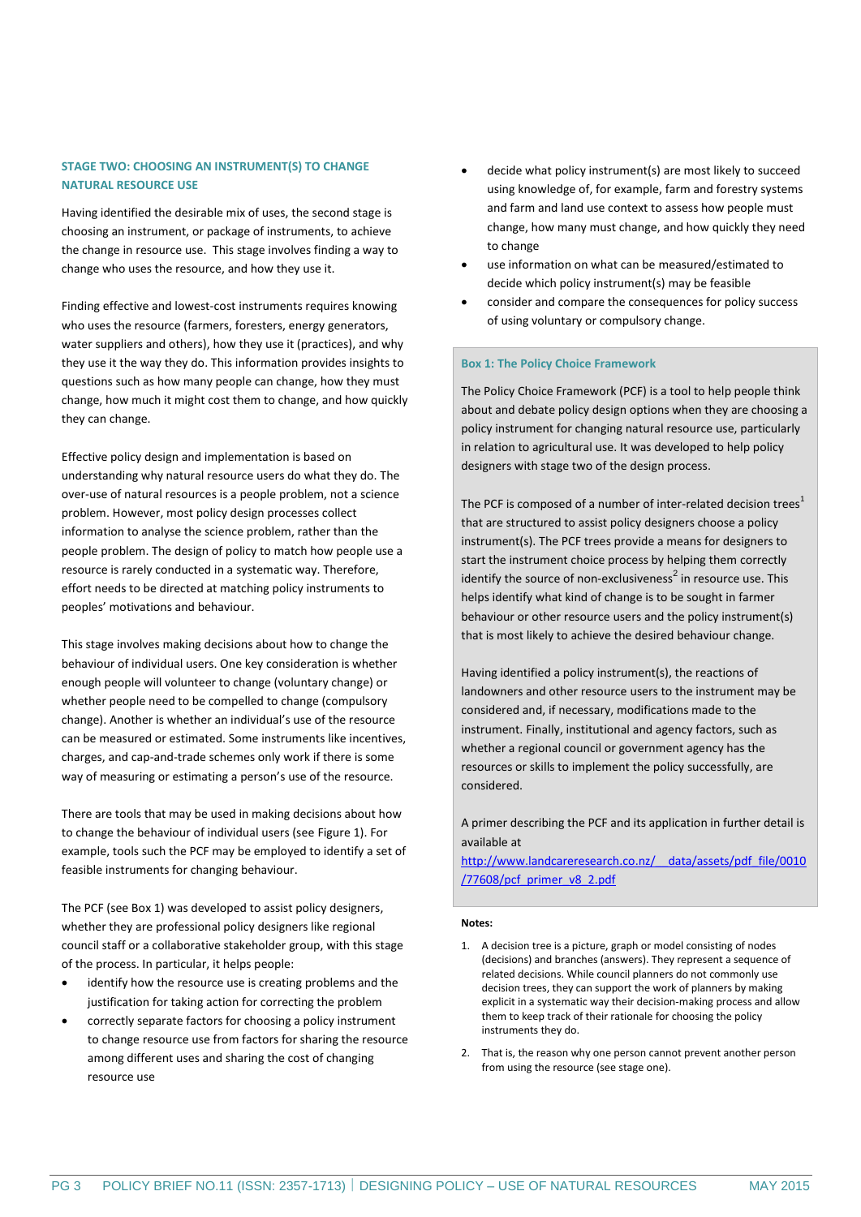## STAGE TWO: CHOOSING AN INSTRUMENT(S) TO CHANGE NATURAL RESOURCE USE

Having identified the desirable mix of uses, the second stage is choosing an instrument, or package of instruments, to achieve the change in resource use. This stage involves finding a way to change who uses the resource, and how they use it.

Finding effective and lowest-cost instruments requires knowing who uses the resource (farmers, foresters, energy generators, water suppliers and others), how they use it (practices), and why they use it the way they do. This information provides insights to questions such as how many people can change, how they must change, how much it might cost them to change, and how quickly they can change.

Effective policy design and implementation is based on understanding why natural resource users do what they do. The over-use of natural resources is a people problem, not a science problem. However, most policy design processes collect information to analyse the science problem, rather than the people problem. The design of policy to match how people use a resource is rarely conducted in a systematic way. Therefore, effort needs to be directed at matching policy instruments to peoples' motivations and behaviour.

This stage involves making decisions about how to change the behaviour of individual users. One key consideration is whether enough people will volunteer to change (voluntary change) or whether people need to be compelled to change (compulsory change). Another is whether an individual's use of the resource can be measured or estimated. Some instruments like incentives, charges, and cap-and-trade schemes only work if there is some way of measuring or estimating a person's use of the resource.

There are tools that may be used in making decisions about how to change the behaviour of individual users (see Figure 1). For example, tools such the PCF may be employed to identify a set of feasible instruments for changing behaviour.

The PCF (see Box 1) was developed to assist policy designers, whether they are professional policy designers like regional council staff or a collaborative stakeholder group, with this stage of the process. In particular, it helps people:

- identify how the resource use is creating problems and the justification for taking action for correcting the problem
- correctly separate factors for choosing a policy instrument to change resource use from factors for sharing the resource among different uses and sharing the cost of changing resource use
- decide what policy instrument(s) are most likely to succeed using knowledge of, for example, farm and forestry systems and farm and land use context to assess how people must change, how many must change, and how quickly they need to change
- use information on what can be measured/estimated to decide which policy instrument(s) may be feasible
- consider and compare the consequences for policy success of using voluntary or compulsory change.

### Box 1: The Policy Choice Framework

The Policy Choice Framework (PCF) is a tool to help people think about and debate policy design options when they are choosing a policy instrument for changing natural resource use, particularly in relation to agricultural use. It was developed to help policy designers with stage two of the design process.

The PCF is composed of a number of inter-related decision trees[1] that are structured to assist policy designers choose a policy instrument(s). The PCF trees provide a means for designers to start the instrument choice process by helping them correctly identify the source of non-exclusiveness[2] in resource use. This helps identify what kind of change is to be sought in farmer behaviour or other resource users and the policy instrument(s) that is most likely to achieve the desired behaviour change.

Having identified a policy instrument(s), the reactions of landowners and other resource users to the instrument may be considered and, if necessary, modifications made to the instrument. Finally, institutional and agency factors, such as whether a regional council or government agency has the resources or skills to implement the policy successfully, are considered.

A primer describing the PCF and its application in further detail is available at [http://www.landcareresearch.co.nz/__data/assets/pdf_file/0010/77608/pcf_primer_v8_2.pdf](http://www.landcareresearch.co.nz/__data/assets/pdf_file/0010/77608/pcf_primer_v8_2.pdf)

**Notes:**

1. A decision tree is a picture, graph or model consisting of nodes (decisions) and branches (answers). They represent a sequence of related decisions. While council planners do not commonly use decision trees, they can support the work of planners by making explicit in a systematic way their decision-making process and allow them to keep track of their rationale for choosing the policy instruments they do.
2. That is, the reason why one person cannot prevent another person from using the resource (see stage one).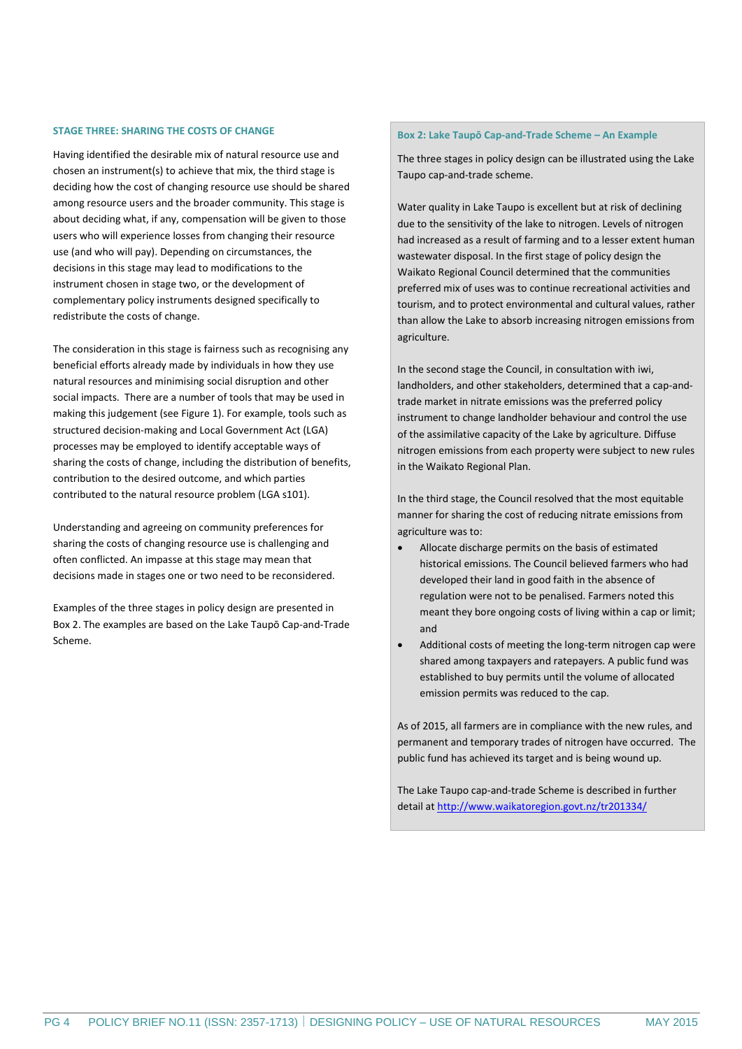### STAGE THREE: SHARING THE COSTS OF CHANGE

Having identified the desirable mix of natural resource use and chosen an instrument(s) to achieve that mix, the third stage is deciding how the cost of changing resource use should be shared among resource users and the broader community. This stage is about deciding what, if any, compensation will be given to those users who will experience losses from changing their resource use (and who will pay). Depending on circumstances, the decisions in this stage may lead to modifications to the instrument chosen in stage two, or the development of complementary policy instruments designed specifically to redistribute the costs of change.

The consideration in this stage is fairness such as recognising any beneficial efforts already made by individuals in how they use natural resources and minimising social disruption and other social impacts. There are a number of tools that may be used in making this judgement (see Figure 1). For example, tools such as structured decision-making and Local Government Act (LGA) processes may be employed to identify acceptable ways of sharing the costs of change, including the distribution of benefits, contribution to the desired outcome, and which parties contributed to the natural resource problem (LGA s101).

Understanding and agreeing on community preferences for sharing the costs of changing resource use is challenging and often conflicted. An impasse at this stage may mean that decisions made in stages one or two need to be reconsidered.

Examples of the three stages in policy design are presented in Box 2. The examples are based on the Lake Taupō Cap-and-Trade Scheme.

#### Box 2: Lake Taupō Cap-and-Trade Scheme – An Example

The three stages in policy design can be illustrated using the Lake Taupo cap-and-trade scheme.

Water quality in Lake Taupo is excellent but at risk of declining due to the sensitivity of the lake to nitrogen. Levels of nitrogen had increased as a result of farming and to a lesser extent human wastewater disposal. In the first stage of policy design the Waikato Regional Council determined that the communities preferred mix of uses was to continue recreational activities and tourism, and to protect environmental and cultural values, rather than allow the Lake to absorb increasing nitrogen emissions from agriculture.

In the second stage the Council, in consultation with iwi, landholders, and other stakeholders, determined that a cap-and-trade market in nitrate emissions was the preferred policy instrument to change landholder behaviour and control the use of the assimilative capacity of the Lake by agriculture. Diffuse nitrogen emissions from each property were subject to new rules in the Waikato Regional Plan.

In the third stage, the Council resolved that the most equitable manner for sharing the cost of reducing nitrate emissions from agriculture was to:

- Allocate discharge permits on the basis of estimated historical emissions. The Council believed farmers who had developed their land in good faith in the absence of regulation were not to be penalised. Farmers noted this meant they bore ongoing costs of living within a cap or limit; and
- Additional costs of meeting the long-term nitrogen cap were shared among taxpayers and ratepayers. A public fund was established to buy permits until the volume of allocated emission permits was reduced to the cap.

As of 2015, all farmers are in compliance with the new rules, and permanent and temporary trades of nitrogen have occurred. The public fund has achieved its target and is being wound up.

The Lake Taupo cap-and-trade Scheme is described in further detail at http://www.waikatoregion.govt.nz/tr201334/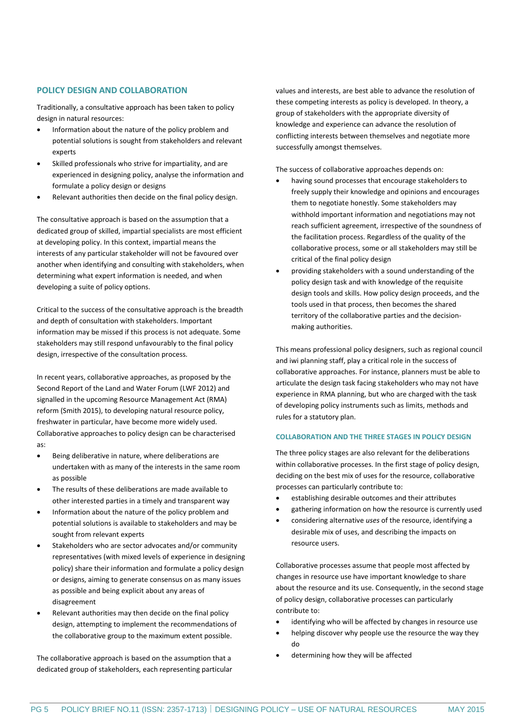## POLICY DESIGN AND COLLABORATION

Traditionally, a consultative approach has been taken to policy design in natural resources:

- Information about the nature of the policy problem and potential solutions is sought from stakeholders and relevant experts
- Skilled professionals who strive for impartiality, and are experienced in designing policy, analyse the information and formulate a policy design or designs
- Relevant authorities then decide on the final policy design.

The consultative approach is based on the assumption that a dedicated group of skilled, impartial specialists are most efficient at developing policy. In this context, impartial means the interests of any particular stakeholder will not be favoured over another when identifying and consulting with stakeholders, when determining what expert information is needed, and when developing a suite of policy options.

Critical to the success of the consultative approach is the breadth and depth of consultation with stakeholders. Important information may be missed if this process is not adequate. Some stakeholders may still respond unfavourably to the final policy design, irrespective of the consultation process.

In recent years, collaborative approaches, as proposed by the Second Report of the Land and Water Forum (LWF 2012) and signalled in the upcoming Resource Management Act (RMA) reform (Smith 2015), to developing natural resource policy, freshwater in particular, have become more widely used. Collaborative approaches to policy design can be characterised as:

- Being deliberative in nature, where deliberations are undertaken with as many of the interests in the same room as possible
- The results of these deliberations are made available to other interested parties in a timely and transparent way
- Information about the nature of the policy problem and potential solutions is available to stakeholders and may be sought from relevant experts
- Stakeholders who are sector advocates and/or community representatives (with mixed levels of experience in designing policy) share their information and formulate a policy design or designs, aiming to generate consensus on as many issues as possible and being explicit about any areas of disagreement
- Relevant authorities may then decide on the final policy design, attempting to implement the recommendations of the collaborative group to the maximum extent possible.

The collaborative approach is based on the assumption that a dedicated group of stakeholders, each representing particular values and interests, are best able to advance the resolution of these competing interests as policy is developed. In theory, a group of stakeholders with the appropriate diversity of knowledge and experience can advance the resolution of conflicting interests between themselves and negotiate more successfully amongst themselves.

The success of collaborative approaches depends on:

- having sound processes that encourage stakeholders to freely supply their knowledge and opinions and encourages them to negotiate honestly. Some stakeholders may withhold important information and negotiations may not reach sufficient agreement, irrespective of the soundness of the facilitation process. Regardless of the quality of the collaborative process, some or all stakeholders may still be critical of the final policy design
- providing stakeholders with a sound understanding of the policy design task and with knowledge of the requisite design tools and skills. How policy design proceeds, and the tools used in that process, then becomes the shared territory of the collaborative parties and the decision-making authorities.

This means professional policy designers, such as regional council and iwi planning staff, play a critical role in the success of collaborative approaches. For instance, planners must be able to articulate the design task facing stakeholders who may not have experience in RMA planning, but who are charged with the task of developing policy instruments such as limits, methods and rules for a statutory plan.

### COLLABORATION AND THE THREE STAGES IN POLICY DESIGN

The three policy stages are also relevant for the deliberations within collaborative processes. In the first stage of policy design, deciding on the best mix of uses for the resource, collaborative processes can particularly contribute to:

- establishing desirable outcomes and their attributes
- gathering information on how the resource is currently used
- considering alternative *uses* of the resource, identifying a desirable mix of uses, and describing the impacts on resource users.

Collaborative processes assume that people most affected by changes in resource use have important knowledge to share about the resource and its use. Consequently, in the second stage of policy design, collaborative processes can particularly contribute to:

- identifying who will be affected by changes in resource use
- helping discover why people use the resource the way they do
- determining how they will be affected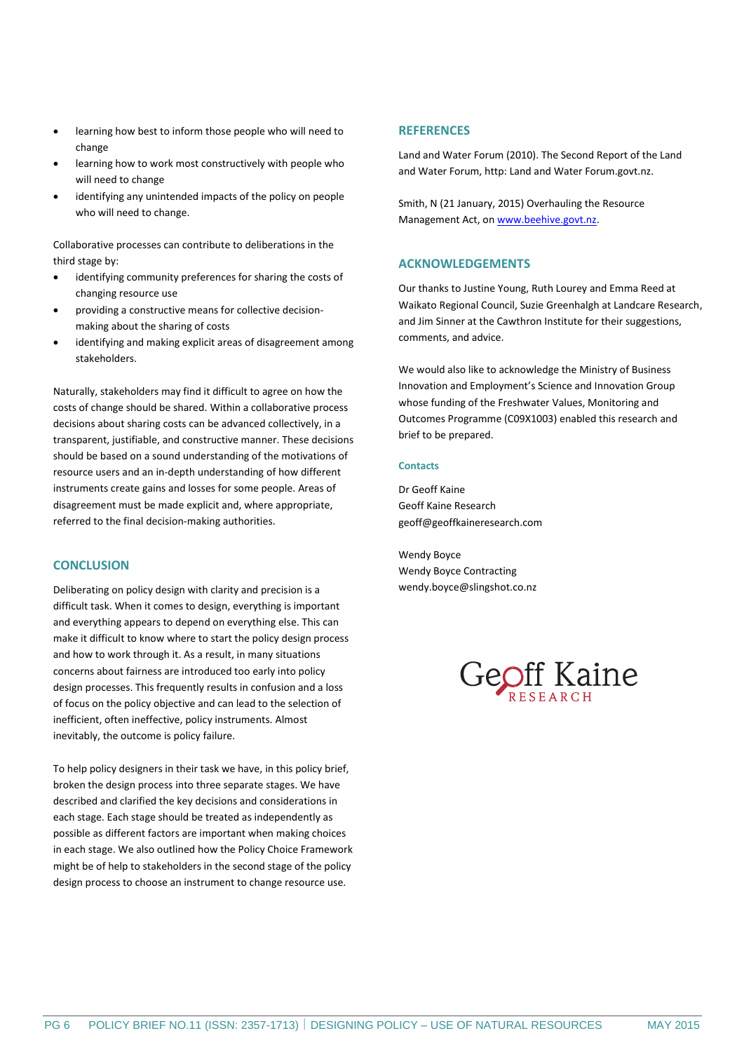- learning how best to inform those people who will need to change
- learning how to work most constructively with people who will need to change
- identifying any unintended impacts of the policy on people who will need to change.

Collaborative processes can contribute to deliberations in the third stage by:

- identifying community preferences for sharing the costs of changing resource use
- providing a constructive means for collective decision-making about the sharing of costs
- identifying and making explicit areas of disagreement among stakeholders.

Naturally, stakeholders may find it difficult to agree on how the costs of change should be shared. Within a collaborative process decisions about sharing costs can be advanced collectively, in a transparent, justifiable, and constructive manner. These decisions should be based on a sound understanding of the motivations of resource users and an in-depth understanding of how different instruments create gains and losses for some people. Areas of disagreement must be made explicit and, where appropriate, referred to the final decision-making authorities.

## CONCLUSION

Deliberating on policy design with clarity and precision is a difficult task. When it comes to design, everything is important and everything appears to depend on everything else. This can make it difficult to know where to start the policy design process and how to work through it. As a result, in many situations concerns about fairness are introduced too early into policy design processes. This frequently results in confusion and a loss of focus on the policy objective and can lead to the selection of inefficient, often ineffective, policy instruments. Almost inevitably, the outcome is policy failure.

To help policy designers in their task we have, in this policy brief, broken the design process into three separate stages. We have described and clarified the key decisions and considerations in each stage. Each stage should be treated as independently as possible as different factors are important when making choices in each stage. We also outlined how the Policy Choice Framework might be of help to stakeholders in the second stage of the policy design process to choose an instrument to change resource use.

## REFERENCES

Land and Water Forum (2010). The Second Report of the Land and Water Forum, http: Land and Water Forum.govt.nz.

Smith, N (21 January, 2015) Overhauling the Resource Management Act, on www.beehive.govt.nz.

## ACKNOWLEDGEMENTS

Our thanks to Justine Young, Ruth Lourey and Emma Reed at Waikato Regional Council, Suzie Greenhalgh at Landcare Research, and Jim Sinner at the Cawthron Institute for their suggestions, comments, and advice.

We would also like to acknowledge the Ministry of Business Innovation and Employment's Science and Innovation Group whose funding of the Freshwater Values, Monitoring and Outcomes Programme (C09X1003) enabled this research and brief to be prepared.

#### Contacts

Dr Geoff Kaine
Geoff Kaine Research
geoff@geoffkaineresearch.com

Wendy Boyce
Wendy Boyce Contracting
wendy.boyce@slingshot.co.nz

Geoff Kaine RESEARCH